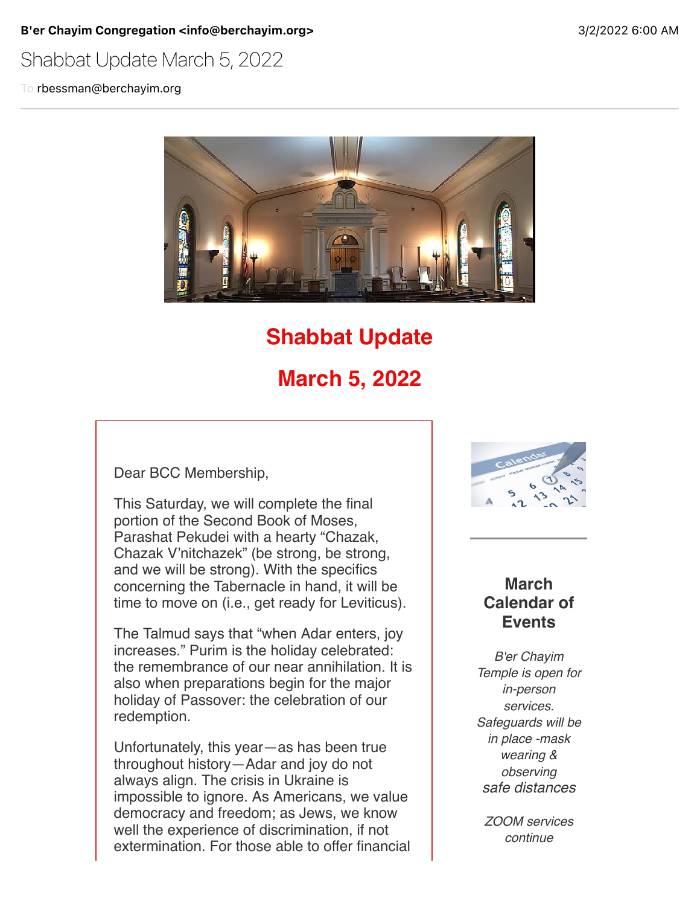**B'er Chayim Congregation <info@berchayim.org>** 3/2/2022 6:00 AM

Shabbat Update March 5, 2022

To rbessman@berchayim.org

# Shabbat Update

# March 5, 2022

Dear BCC Membership,

This Saturday, we will complete the final portion of the Second Book of Moses, Parashat Pekudei with a hearty "Chazak, Chazak V'nitchazek" (be strong, be strong, and we will be strong). With the specifics concerning the Tabernacle in hand, it will be time to move on (i.e., get ready for Leviticus).

The Talmud says that "when Adar enters, joy increases." Purim is the holiday celebrated: the remembrance of our near annihilation. It is also when preparations begin for the major holiday of Passover: the celebration of our redemption.

Unfortunately, this year—as has been true throughout history—Adar and joy do not always align. The crisis in Ukraine is impossible to ignore. As Americans, we value democracy and freedom; as Jews, we know well the experience of discrimination, if not extermination. For those able to offer financial

## March Calendar of Events

*B'er Chayim Temple is open for in-person services. Safeguards will be in place -mask wearing & observing safe distances*

*ZOOM services continue*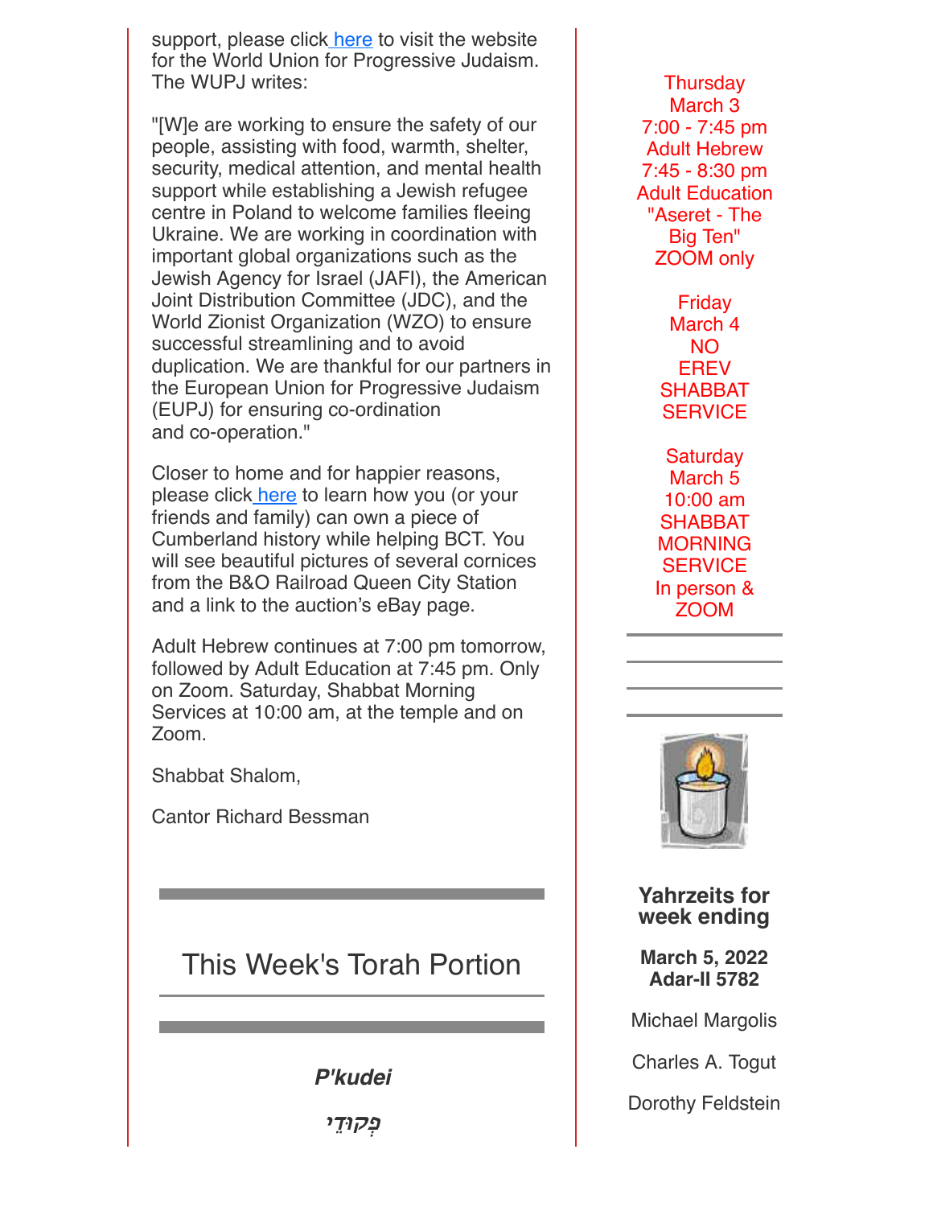support, please click here to visit the website for the World Union for Progressive Judaism. The WUPJ writes:

"[W]e are working to ensure the safety of our people, assisting with food, warmth, shelter, security, medical attention, and mental health support while establishing a Jewish refugee centre in Poland to welcome families fleeing Ukraine. We are working in coordination with important global organizations such as the Jewish Agency for Israel (JAFI), the American Joint Distribution Committee (JDC), and the World Zionist Organization (WZO) to ensure successful streamlining and to avoid duplication. We are thankful for our partners in the European Union for Progressive Judaism (EUPJ) for ensuring co-ordination and co-operation."

Closer to home and for happier reasons, please click here to learn how you (or your friends and family) can own a piece of Cumberland history while helping BCT. You will see beautiful pictures of several cornices from the B&O Railroad Queen City Station and a link to the auction's eBay page.

Adult Hebrew continues at 7:00 pm tomorrow, followed by Adult Education at 7:45 pm. Only on Zoom. Saturday, Shabbat Morning Services at 10:00 am, at the temple and on Zoom.

Shabbat Shalom,

Cantor Richard Bessman

## This Week's Torah Portion

***P'kudei***

***פְקוּדֵי***

Thursday
March 3
7:00 - 7:45 pm
Adult Hebrew
7:45 - 8:30 pm
Adult Education
"Aseret - The Big Ten"
ZOOM only

Friday
March 4
NO EREV SHABBAT SERVICE

Saturday
March 5
10:00 am
SHABBAT MORNING SERVICE
In person & ZOOM

**Yahrzeits for week ending**

**March 5, 2022**
**Adar-II 5782**

Michael Margolis

Charles A. Togut

Dorothy Feldstein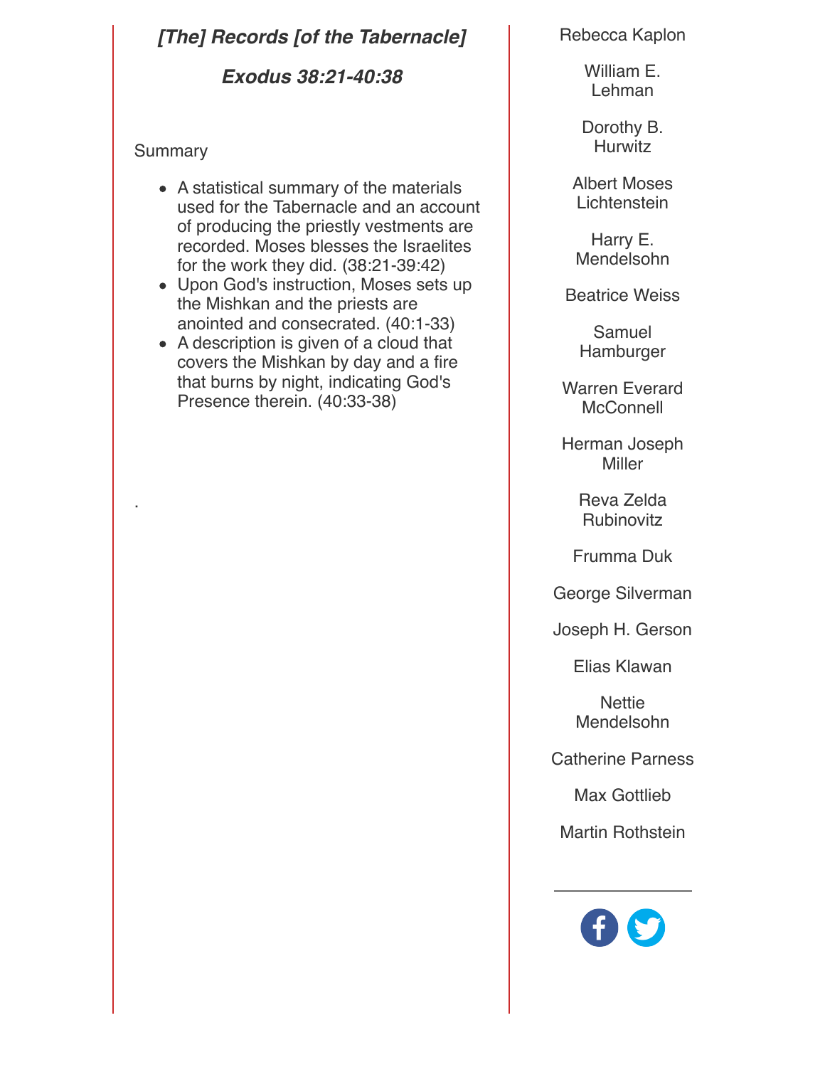## *[The] Records [of the Tabernacle]*

### *Exodus 38:21-40:38*

Summary

- A statistical summary of the materials used for the Tabernacle and an account of producing the priestly vestments are recorded. Moses blesses the Israelites for the work they did. (38:21-39:42)
- Upon God's instruction, Moses sets up the Mishkan and the priests are anointed and consecrated. (40:1-33)
- A description is given of a cloud that covers the Mishkan by day and a fire that burns by night, indicating God's Presence therein. (40:33-38)

.

Rebecca Kaplon

William E. Lehman

Dorothy B. Hurwitz

Albert Moses Lichtenstein

Harry E. Mendelsohn

Beatrice Weiss

Samuel Hamburger

Warren Everard McConnell

Herman Joseph Miller

Reva Zelda Rubinovitz

Frumma Duk

George Silverman

Joseph H. Gerson

Elias Klawan

Nettie Mendelsohn

Catherine Parness

Max Gottlieb

Martin Rothstein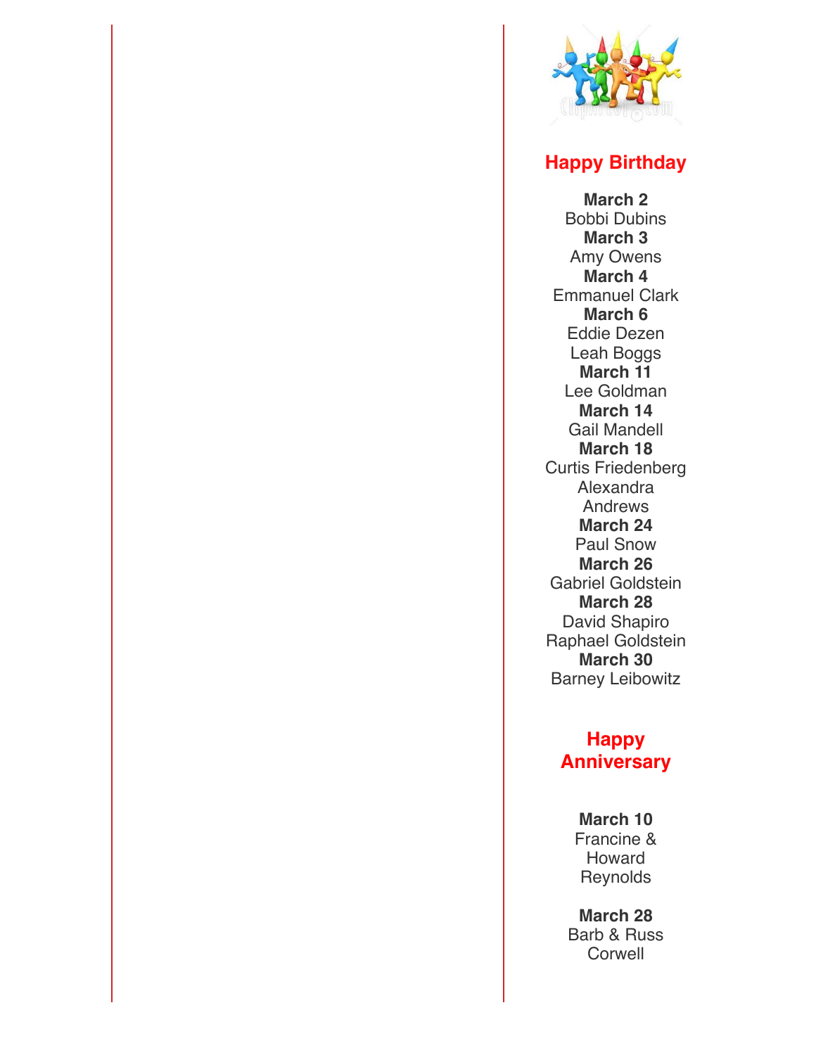## Happy Birthday

**March 2**
Bobbi Dubins

**March 3**
Amy Owens

**March 4**
Emmanuel Clark

**March 6**
Eddie Dezen
Leah Boggs

**March 11**
Lee Goldman

**March 14**
Gail Mandell

**March 18**
Curtis Friedenberg
Alexandra Andrews

**March 24**
Paul Snow

**March 26**
Gabriel Goldstein

**March 28**
David Shapiro
Raphael Goldstein

**March 30**
Barney Leibowitz

## Happy Anniversary

**March 10**
Francine & Howard Reynolds

**March 28**
Barb & Russ Corwell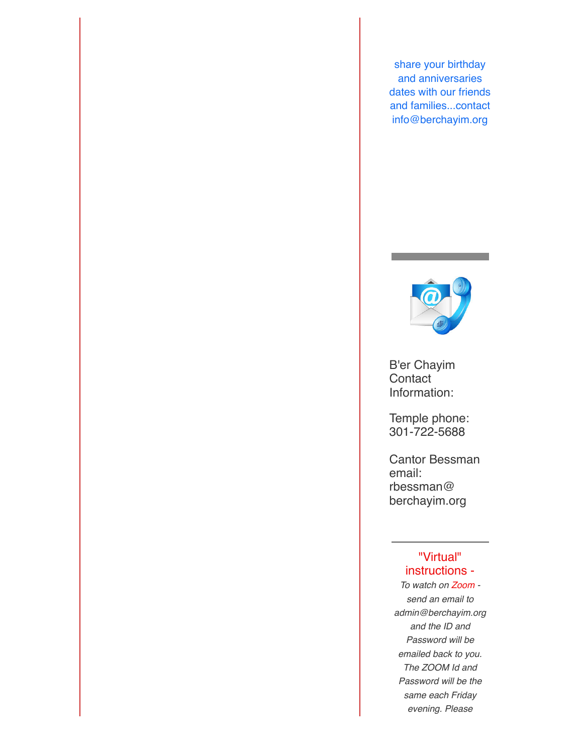share your birthday and anniversaries dates with our friends and families...contact info@berchayim.org

B'er Chayim Contact Information:

Temple phone: 301-722-5688

Cantor Bessman email: rbessman@berchayim.org

---

"Virtual" instructions -

*To watch on Zoom - send an email to admin@berchayim.org and the ID and Password will be emailed back to you. The ZOOM Id and Password will be the same each Friday evening. Please*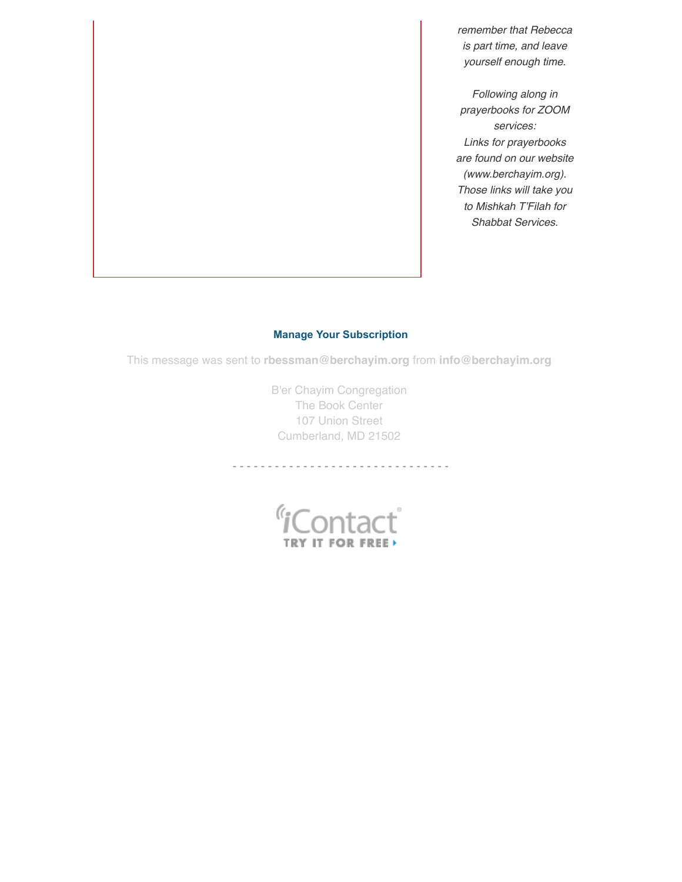*remember that Rebecca is part time, and leave yourself enough time.*

*Following along in prayerbooks for ZOOM services:*
*Links for prayerbooks are found on our website (www.berchayim.org). Those links will take you to Mishkah T'Filah for Shabbat Services.*

**Manage Your Subscription**

This message was sent to **rbessman@berchayim.org** from **info@berchayim.org**

B'er Chayim Congregation
The Book Center
107 Union Street
Cumberland, MD 21502

iContact
TRY IT FOR FREE